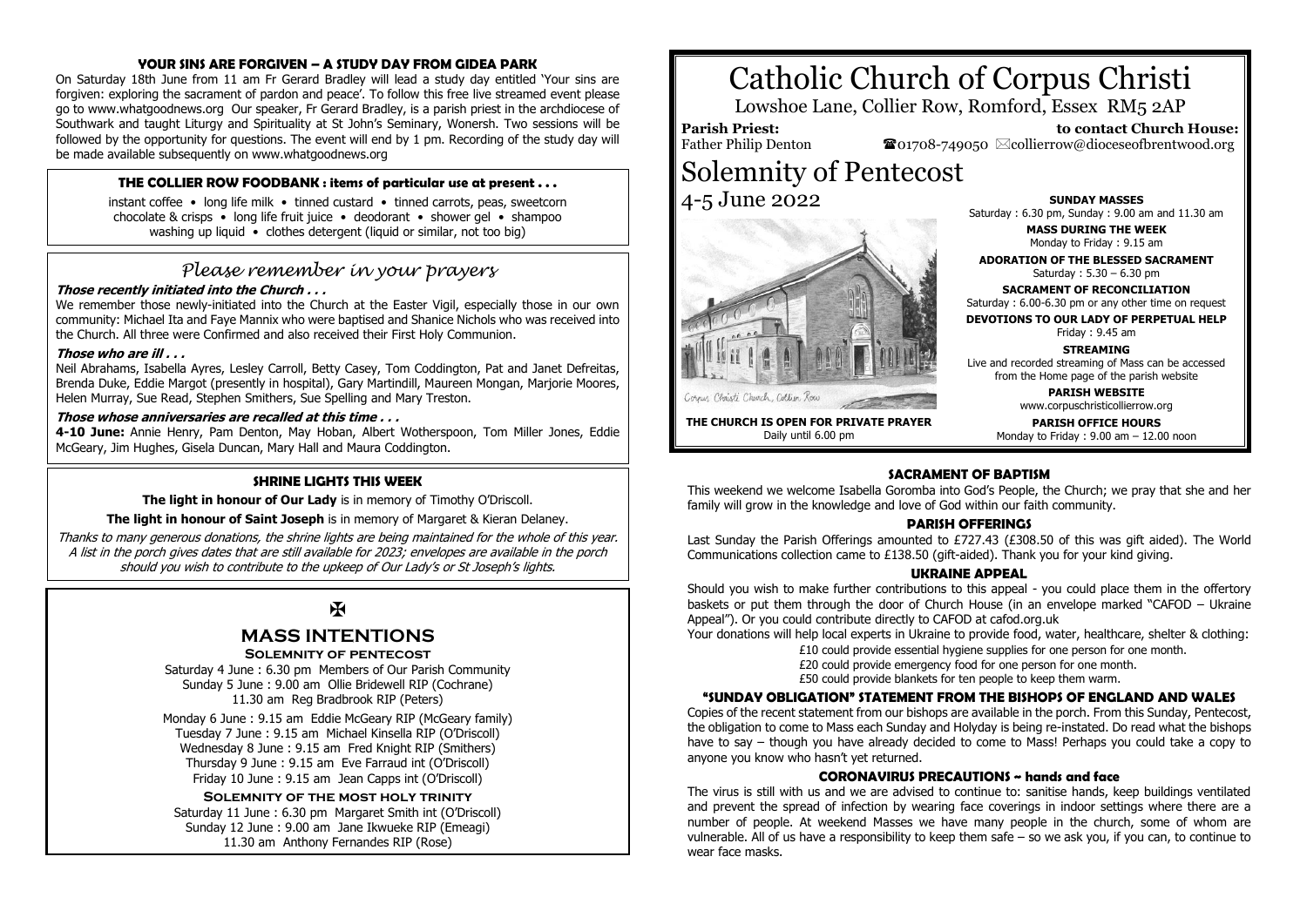# Catholic Church of Corpus Christi

Lowshoe Lane, Collier Row, Romford, Essex RM5 2AP

**Parish Priest:** Father Philip Denton

**to contact Church House:** ☎01708-749050 ✉collierrow@dioceseofbrentwood.org

# Solemnity of Pentecost

4-5 June 2022

Corpus Christi Church, Collier Row

**THE CHURCH IS OPEN FOR PRIVATE PRAYER**
Daily until 6.00 pm

**SUNDAY MASSES**
Saturday : 6.30 pm, Sunday : 9.00 am and 11.30 am

**MASS DURING THE WEEK**
Monday to Friday : 9.15 am

**ADORATION OF THE BLESSED SACRAMENT**
Saturday : 5.30 – 6.30 pm

**SACRAMENT OF RECONCILIATION**
Saturday : 6.00-6.30 pm or any other time on request

**DEVOTIONS TO OUR LADY OF PERPETUAL HELP**
Friday : 9.45 am

**STREAMING**
Live and recorded streaming of Mass can be accessed from the Home page of the parish website

**PARISH WEBSITE**
www.corpuschristicollierrow.org

**PARISH OFFICE HOURS**
Monday to Friday : 9.00 am – 12.00 noon

### SACRAMENT OF BAPTISM

This weekend we welcome Isabella Goromba into God's People, the Church; we pray that she and her family will grow in the knowledge and love of God within our faith community.

### PARISH OFFERINGS

Last Sunday the Parish Offerings amounted to £727.43 (£308.50 of this was gift aided). The World Communications collection came to £138.50 (gift-aided). Thank you for your kind giving.

### UKRAINE APPEAL

Should you wish to make further contributions to this appeal - you could place them in the offertory baskets or put them through the door of Church House (in an envelope marked "CAFOD – Ukraine Appeal"). Or you could contribute directly to CAFOD at cafod.org.uk

Your donations will help local experts in Ukraine to provide food, water, healthcare, shelter & clothing:

£10 could provide essential hygiene supplies for one person for one month.
£20 could provide emergency food for one person for one month.
£50 could provide blankets for ten people to keep them warm.

### "SUNDAY OBLIGATION" STATEMENT FROM THE BISHOPS OF ENGLAND AND WALES

Copies of the recent statement from our bishops are available in the porch. From this Sunday, Pentecost, the obligation to come to Mass each Sunday and Holyday is being re-instated. Do read what the bishops have to say – though you have already decided to come to Mass! Perhaps you could take a copy to anyone you know who hasn't yet returned.

### CORONAVIRUS PRECAUTIONS ~ hands and face

The virus is still with us and we are advised to continue to: sanitise hands, keep buildings ventilated and prevent the spread of infection by wearing face coverings in indoor settings where there are a number of people. At weekend Masses we have many people in the church, some of whom are vulnerable. All of us have a responsibility to keep them safe – so we ask you, if you can, to continue to wear face masks.

### YOUR SINS ARE FORGIVEN – A STUDY DAY FROM GIDEA PARK

On Saturday 18th June from 11 am Fr Gerard Bradley will lead a study day entitled 'Your sins are forgiven: exploring the sacrament of pardon and peace'. To follow this free live streamed event please go to www.whatgoodnews.org Our speaker, Fr Gerard Bradley, is a parish priest in the archdiocese of Southwark and taught Liturgy and Spirituality at St John's Seminary, Wonersh. Two sessions will be followed by the opportunity for questions. The event will end by 1 pm. Recording of the study day will be made available subsequently on www.whatgoodnews.org

### THE COLLIER ROW FOODBANK : items of particular use at present . . .

instant coffee • long life milk • tinned custard • tinned carrots, peas, sweetcorn
chocolate & crisps • long life fruit juice • deodorant • shower gel • shampoo
washing up liquid • clothes detergent (liquid or similar, not too big)

## *Please remember in your prayers*

***Those recently initiated into the Church . . .***

We remember those newly-initiated into the Church at the Easter Vigil, especially those in our own community: Michael Ita and Faye Mannix who were baptised and Shanice Nichols who was received into the Church. All three were Confirmed and also received their First Holy Communion.

***Those who are ill . . .***

Neil Abrahams, Isabella Ayres, Lesley Carroll, Betty Casey, Tom Coddington, Pat and Janet Defreitas, Brenda Duke, Eddie Margot (presently in hospital), Gary Martindill, Maureen Mongan, Marjorie Moores, Helen Murray, Sue Read, Stephen Smithers, Sue Spelling and Mary Treston.

***Those whose anniversaries are recalled at this time . . .***

**4-10 June:** Annie Henry, Pam Denton, May Hoban, Albert Wotherspoon, Tom Miller Jones, Eddie McGeary, Jim Hughes, Gisela Duncan, Mary Hall and Maura Coddington.

### SHRINE LIGHTS THIS WEEK

**The light in honour of Our Lady** is in memory of Timothy O'Driscoll.

**The light in honour of Saint Joseph** is in memory of Margaret & Kieran Delaney.

*Thanks to many generous donations, the shrine lights are being maintained for the whole of this year. A list in the porch gives dates that are still available for 2023; envelopes are available in the porch should you wish to contribute to the upkeep of Our Lady's or St Joseph's lights.*

## ✠ MASS INTENTIONS

**SOLEMNITY OF PENTECOST**

Saturday 4 June : 6.30 pm Members of Our Parish Community
Sunday 5 June : 9.00 am Ollie Bridewell RIP (Cochrane)
11.30 am Reg Bradbrook RIP (Peters)

Monday 6 June : 9.15 am Eddie McGeary RIP (McGeary family)
Tuesday 7 June : 9.15 am Michael Kinsella RIP (O'Driscoll)
Wednesday 8 June : 9.15 am Fred Knight RIP (Smithers)
Thursday 9 June : 9.15 am Eve Farraud int (O'Driscoll)
Friday 10 June : 9.15 am Jean Capps int (O'Driscoll)

**SOLEMNITY OF THE MOST HOLY TRINITY**

Saturday 11 June : 6.30 pm Margaret Smith int (O'Driscoll)
Sunday 12 June : 9.00 am Jane Ikwueke RIP (Emeagi)
11.30 am Anthony Fernandes RIP (Rose)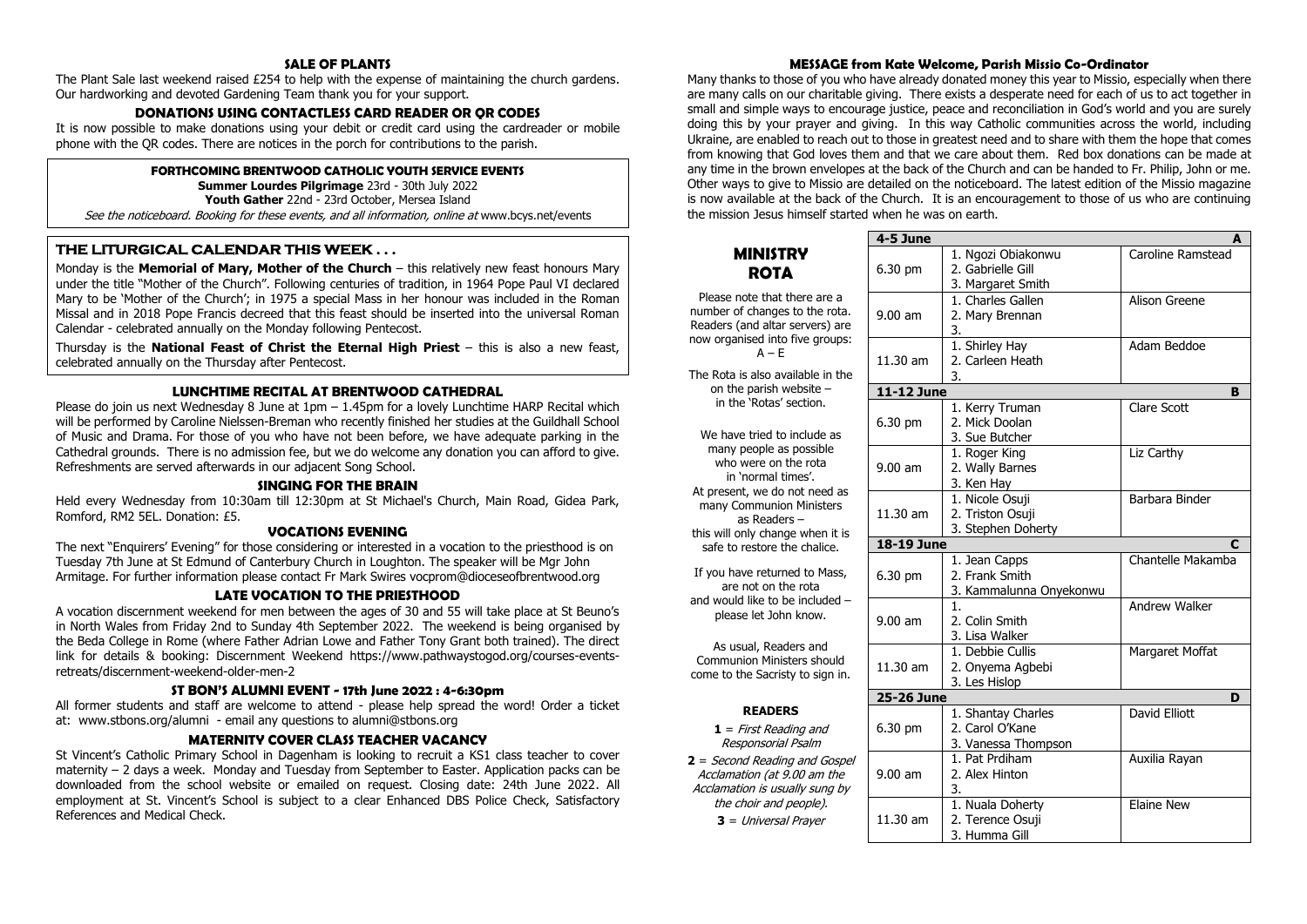## SALE OF PLANTS

The Plant Sale last weekend raised £254 to help with the expense of maintaining the church gardens. Our hardworking and devoted Gardening Team thank you for your support.

## DONATIONS USING CONTACTLESS CARD READER OR QR CODES

It is now possible to make donations using your debit or credit card using the cardreader or mobile phone with the QR codes. There are notices in the porch for contributions to the parish.

## FORTHCOMING BRENTWOOD CATHOLIC YOUTH SERVICE EVENTS

**Summer Lourdes Pilgrimage** 23rd - 30th July 2022

**Youth Gather** 22nd - 23rd October, Mersea Island

*See the noticeboard. Booking for these events, and all information, online at* www.bcys.net/events

## THE LITURGICAL CALENDAR THIS WEEK . . .

Monday is the **Memorial of Mary, Mother of the Church** – this relatively new feast honours Mary under the title "Mother of the Church". Following centuries of tradition, in 1964 Pope Paul VI declared Mary to be 'Mother of the Church'; in 1975 a special Mass in her honour was included in the Roman Missal and in 2018 Pope Francis decreed that this feast should be inserted into the universal Roman Calendar - celebrated annually on the Monday following Pentecost.

Thursday is the **National Feast of Christ the Eternal High Priest** – this is also a new feast, celebrated annually on the Thursday after Pentecost.

## LUNCHTIME RECITAL AT BRENTWOOD CATHEDRAL

Please do join us next Wednesday 8 June at 1pm – 1.45pm for a lovely Lunchtime HARP Recital which will be performed by Caroline Nielssen-Breman who recently finished her studies at the Guildhall School of Music and Drama. For those of you who have not been before, we have adequate parking in the Cathedral grounds. There is no admission fee, but we do welcome any donation you can afford to give. Refreshments are served afterwards in our adjacent Song School.

## SINGING FOR THE BRAIN

Held every Wednesday from 10:30am till 12:30pm at St Michael's Church, Main Road, Gidea Park, Romford, RM2 5EL. Donation: £5.

## VOCATIONS EVENING

The next "Enquirers' Evening" for those considering or interested in a vocation to the priesthood is on Tuesday 7th June at St Edmund of Canterbury Church in Loughton. The speaker will be Mgr John Armitage. For further information please contact Fr Mark Swires vocprom@dioceseofbrentwood.org

## LATE VOCATION TO THE PRIESTHOOD

A vocation discernment weekend for men between the ages of 30 and 55 will take place at St Beuno's in North Wales from Friday 2nd to Sunday 4th September 2022. The weekend is being organised by the Beda College in Rome (where Father Adrian Lowe and Father Tony Grant both trained). The direct link for details & booking: Discernment Weekend https://www.pathwaystogod.org/courses-events-retreats/discernment-weekend-older-men-2

## ST BON'S ALUMNI EVENT - 17th June 2022 : 4-6:30pm

All former students and staff are welcome to attend - please help spread the word! Order a ticket at: www.stbons.org/alumni - email any questions to alumni@stbons.org

## MATERNITY COVER CLASS TEACHER VACANCY

St Vincent's Catholic Primary School in Dagenham is looking to recruit a KS1 class teacher to cover maternity – 2 days a week. Monday and Tuesday from September to Easter. Application packs can be downloaded from the school website or emailed on request. Closing date: 24th June 2022. All employment at St. Vincent's School is subject to a clear Enhanced DBS Police Check, Satisfactory References and Medical Check.

## MESSAGE from Kate Welcome, Parish Missio Co-Ordinator

Many thanks to those of you who have already donated money this year to Missio, especially when there are many calls on our charitable giving. There exists a desperate need for each of us to act together in small and simple ways to encourage justice, peace and reconciliation in God's world and you are surely doing this by your prayer and giving. In this way Catholic communities across the world, including Ukraine, are enabled to reach out to those in greatest need and to share with them the hope that comes from knowing that God loves them and that we care about them. Red box donations can be made at any time in the brown envelopes at the back of the Church and can be handed to Fr. Philip, John or me. Other ways to give to Missio are detailed on the noticeboard. The latest edition of the Missio magazine is now available at the back of the Church. It is an encouragement to those of us who are continuing the mission Jesus himself started when he was on earth.

## MINISTRY ROTA

Please note that there are a number of changes to the rota. Readers (and altar servers) are now organised into five groups: A – E

The Rota is also available in the on the parish website – in the 'Rotas' section.

We have tried to include as many people as possible who were on the rota in 'normal times'. At present, we do not need as many Communion Ministers as Readers – this will only change when it is safe to restore the chalice.

If you have returned to Mass, are not on the rota and would like to be included – please let John know.

As usual, Readers and Communion Ministers should come to the Sacristy to sign in.

**READERS**

**1** = *First Reading and Responsorial Psalm*

**2** = *Second Reading and Gospel Acclamation (at 9.00 am the Acclamation is usually sung by the choir and people).*

**3** = *Universal Prayer*

| | | |
|---|---|---|
| **4-5 June** | | **A** |
| 6.30 pm | 1. Ngozi Obiakonwu<br>2. Gabrielle Gill<br>3. Margaret Smith | Caroline Ramstead |
| 9.00 am | 1. Charles Gallen<br>2. Mary Brennan<br>3. | Alison Greene |
| 11.30 am | 1. Shirley Hay<br>2. Carleen Heath<br>3. | Adam Beddoe |
| **11-12 June** | | **B** |
| 6.30 pm | 1. Kerry Truman<br>2. Mick Doolan<br>3. Sue Butcher | Clare Scott |
| 9.00 am | 1. Roger King<br>2. Wally Barnes<br>3. Ken Hay | Liz Carthy |
| 11.30 am | 1. Nicole Osuji<br>2. Triston Osuji<br>3. Stephen Doherty | Barbara Binder |
| **18-19 June** | | **C** |
| 6.30 pm | 1. Jean Capps<br>2. Frank Smith<br>3. Kammalunna Onyekonwu | Chantelle Makamba |
| 9.00 am | 1.<br>2. Colin Smith<br>3. Lisa Walker | Andrew Walker |
| 11.30 am | 1. Debbie Cullis<br>2. Onyema Agbebi<br>3. Les Hislop | Margaret Moffat |
| **25-26 June** | | **D** |
| 6.30 pm | 1. Shantay Charles<br>2. Carol O'Kane<br>3. Vanessa Thompson | David Elliott |
| 9.00 am | 1. Pat Prdiham<br>2. Alex Hinton<br>3. | Auxilia Rayan |
| 11.30 am | 1. Nuala Doherty<br>2. Terence Osuji<br>3. Humma Gill | Elaine New |